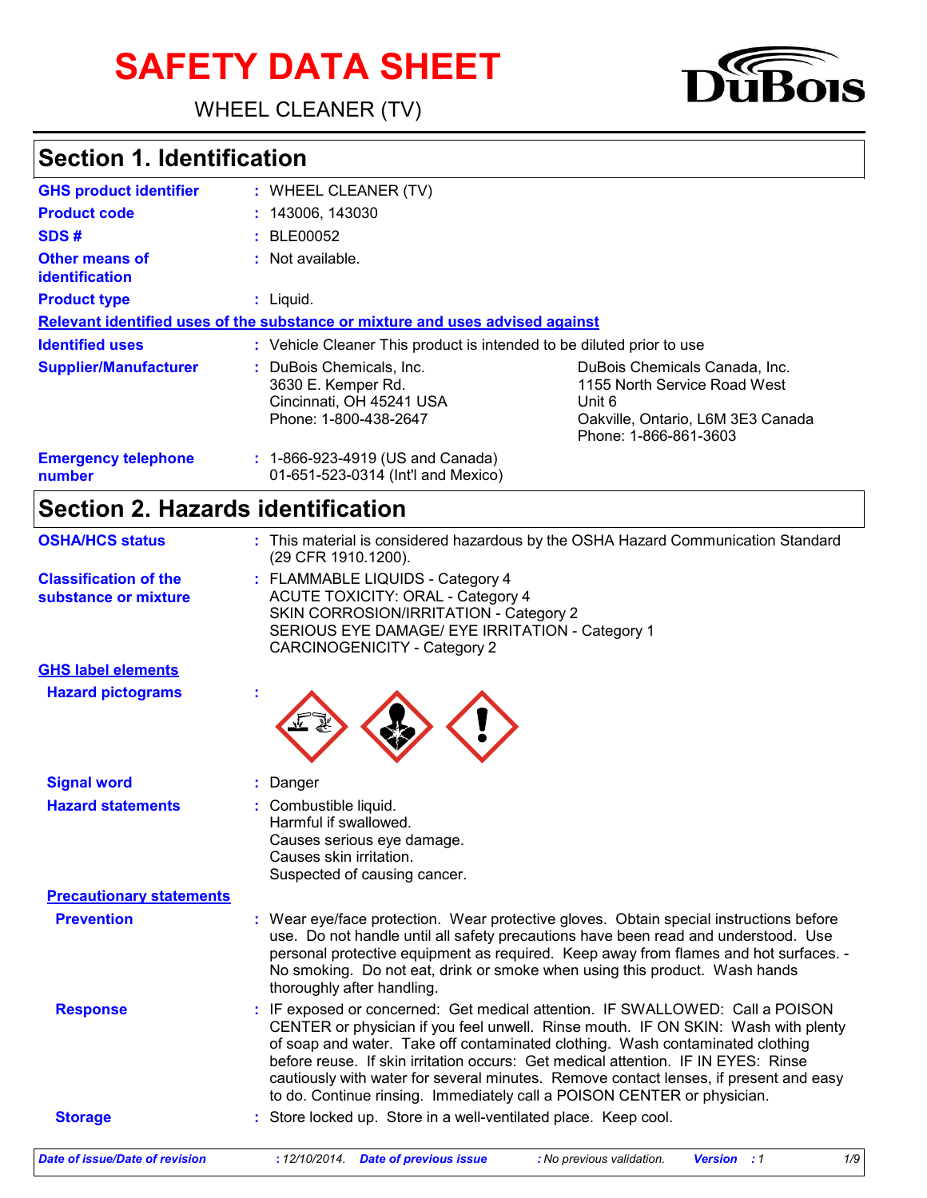# SAFETY DATA SHEET

WHEEL CLEANER (TV)

## Section 1. Identification

| | |
|---|---|
| **GHS product identifier** | : WHEEL CLEANER (TV) |
| **Product code** | : 143006, 143030 |
| **SDS #** | : BLE00052 |
| **Other means of identification** | : Not available. |
| **Product type** | : Liquid. |

**Relevant identified uses of the substance or mixture and uses advised against**

| | |
|---|---|
| **Identified uses** | : Vehicle Cleaner This product is intended to be diluted prior to use |
| **Supplier/Manufacturer** | : DuBois Chemicals, Inc.<br>3630 E. Kemper Rd.<br>Cincinnati, OH 45241 USA<br>Phone: 1-800-438-2647<br><br>DuBois Chemicals Canada, Inc.<br>1155 North Service Road West<br>Unit 6<br>Oakville, Ontario, L6M 3E3 Canada<br>Phone: 1-866-861-3603 |
| **Emergency telephone number** | : 1-866-923-4919 (US and Canada)<br>01-651-523-0314 (Int'l and Mexico) |

## Section 2. Hazards identification

| | |
|---|---|
| **OSHA/HCS status** | : This material is considered hazardous by the OSHA Hazard Communication Standard (29 CFR 1910.1200). |
| **Classification of the substance or mixture** | : FLAMMABLE LIQUIDS - Category 4<br>ACUTE TOXICITY: ORAL - Category 4<br>SKIN CORROSION/IRRITATION - Category 2<br>SERIOUS EYE DAMAGE/ EYE IRRITATION - Category 1<br>CARCINOGENICITY - Category 2 |

**GHS label elements**

| | |
|---|---|
| **Hazard pictograms** | : |
| **Signal word** | : Danger |
| **Hazard statements** | : Combustible liquid.<br>Harmful if swallowed.<br>Causes serious eye damage.<br>Causes skin irritation.<br>Suspected of causing cancer. |

**Precautionary statements**

| | |
|---|---|
| **Prevention** | : Wear eye/face protection. Wear protective gloves. Obtain special instructions before use. Do not handle until all safety precautions have been read and understood. Use personal protective equipment as required. Keep away from flames and hot surfaces. - No smoking. Do not eat, drink or smoke when using this product. Wash hands thoroughly after handling. |
| **Response** | : IF exposed or concerned: Get medical attention. IF SWALLOWED: Call a POISON CENTER or physician if you feel unwell. Rinse mouth. IF ON SKIN: Wash with plenty of soap and water. Take off contaminated clothing. Wash contaminated clothing before reuse. If skin irritation occurs: Get medical attention. IF IN EYES: Rinse cautiously with water for several minutes. Remove contact lenses, if present and easy to do. Continue rinsing. Immediately call a POISON CENTER or physician. |
| **Storage** | : Store locked up. Store in a well-ventilated place. Keep cool. |

*Date of issue/Date of revision* : 12/10/2014. *Date of previous issue* : No previous validation. *Version* : 1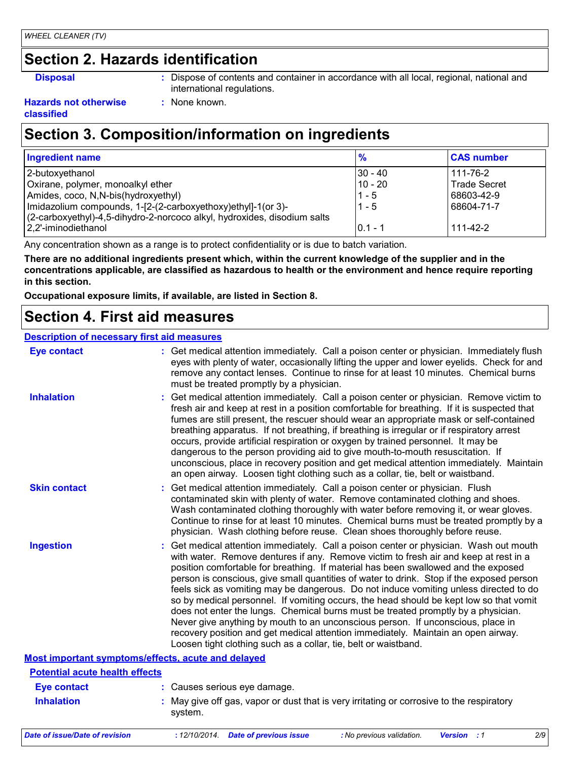## Section 2. Hazards identification

**Disposal** : Dispose of contents and container in accordance with all local, regional, national and international regulations.

**Hazards not otherwise classified** : None known.

## Section 3. Composition/information on ingredients

| Ingredient name | % | CAS number |
|---|---|---|
| 2-butoxyethanol | 30 - 40 | 111-76-2 |
| Oxirane, polymer, monoalkyl ether | 10 - 20 | Trade Secret |
| Amides, coco, N,N-bis(hydroxyethyl) | 1 - 5 | 68603-42-9 |
| Imidazolium compounds, 1-[2-(2-carboxyethoxy)ethyl]-1(or 3)-(2-carboxyethyl)-4,5-dihydro-2-norcoco alkyl, hydroxides, disodium salts | 1 - 5 | 68604-71-7 |
| 2,2'-iminodiethanol | 0.1 - 1 | 111-42-2 |

Any concentration shown as a range is to protect confidentiality or is due to batch variation.

**There are no additional ingredients present which, within the current knowledge of the supplier and in the concentrations applicable, are classified as hazardous to health or the environment and hence require reporting in this section.**

**Occupational exposure limits, if available, are listed in Section 8.**

## Section 4. First aid measures

### Description of necessary first aid measures

**Eye contact** : Get medical attention immediately. Call a poison center or physician. Immediately flush eyes with plenty of water, occasionally lifting the upper and lower eyelids. Check for and remove any contact lenses. Continue to rinse for at least 10 minutes. Chemical burns must be treated promptly by a physician.

**Inhalation** : Get medical attention immediately. Call a poison center or physician. Remove victim to fresh air and keep at rest in a position comfortable for breathing. If it is suspected that fumes are still present, the rescuer should wear an appropriate mask or self-contained breathing apparatus. If not breathing, if breathing is irregular or if respiratory arrest occurs, provide artificial respiration or oxygen by trained personnel. It may be dangerous to the person providing aid to give mouth-to-mouth resuscitation. If unconscious, place in recovery position and get medical attention immediately. Maintain an open airway. Loosen tight clothing such as a collar, tie, belt or waistband.

**Skin contact** : Get medical attention immediately. Call a poison center or physician. Flush contaminated skin with plenty of water. Remove contaminated clothing and shoes. Wash contaminated clothing thoroughly with water before removing it, or wear gloves. Continue to rinse for at least 10 minutes. Chemical burns must be treated promptly by a physician. Wash clothing before reuse. Clean shoes thoroughly before reuse.

**Ingestion** : Get medical attention immediately. Call a poison center or physician. Wash out mouth with water. Remove dentures if any. Remove victim to fresh air and keep at rest in a position comfortable for breathing. If material has been swallowed and the exposed person is conscious, give small quantities of water to drink. Stop if the exposed person feels sick as vomiting may be dangerous. Do not induce vomiting unless directed to do so by medical personnel. If vomiting occurs, the head should be kept low so that vomit does not enter the lungs. Chemical burns must be treated promptly by a physician. Never give anything by mouth to an unconscious person. If unconscious, place in recovery position and get medical attention immediately. Maintain an open airway. Loosen tight clothing such as a collar, tie, belt or waistband.

### Most important symptoms/effects, acute and delayed

#### Potential acute health effects

**Eye contact** : Causes serious eye damage.

**Inhalation** : May give off gas, vapor or dust that is very irritating or corrosive to the respiratory system.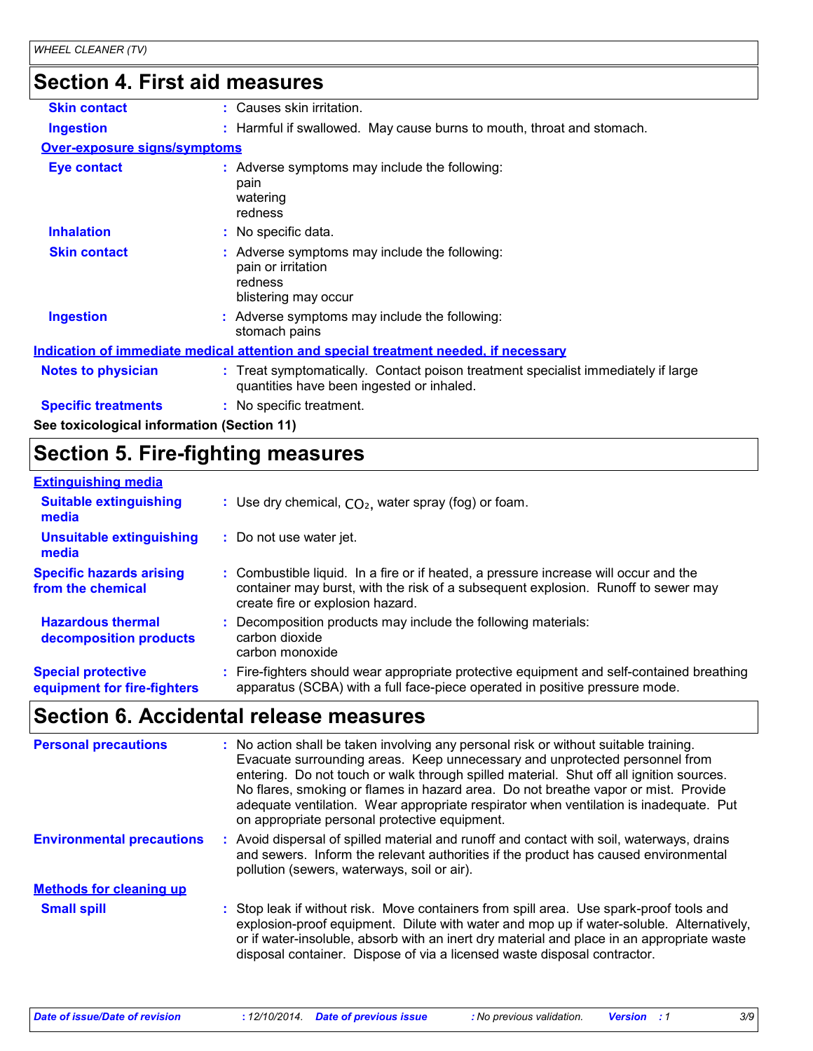## Section 4. First aid measures

| | |
|---|---|
| **Skin contact** | : Causes skin irritation. |
| **Ingestion** | : Harmful if swallowed. May cause burns to mouth, throat and stomach. |

**Over-exposure signs/symptoms**

| | |
|---|---|
| **Eye contact** | : Adverse symptoms may include the following: pain watering redness |
| **Inhalation** | : No specific data. |
| **Skin contact** | : Adverse symptoms may include the following: pain or irritation redness blistering may occur |
| **Ingestion** | : Adverse symptoms may include the following: stomach pains |

**Indication of immediate medical attention and special treatment needed, if necessary**

| | |
|---|---|
| **Notes to physician** | : Treat symptomatically. Contact poison treatment specialist immediately if large quantities have been ingested or inhaled. |
| **Specific treatments** | : No specific treatment. |

**See toxicological information (Section 11)**

## Section 5. Fire-fighting measures

**Extinguishing media**

| | |
|---|---|
| **Suitable extinguishing media** | : Use dry chemical, $CO_2$, water spray (fog) or foam. |
| **Unsuitable extinguishing media** | : Do not use water jet. |
| **Specific hazards arising from the chemical** | : Combustible liquid. In a fire or if heated, a pressure increase will occur and the container may burst, with the risk of a subsequent explosion. Runoff to sewer may create fire or explosion hazard. |
| **Hazardous thermal decomposition products** | : Decomposition products may include the following materials: carbon dioxide carbon monoxide |
| **Special protective equipment for fire-fighters** | : Fire-fighters should wear appropriate protective equipment and self-contained breathing apparatus (SCBA) with a full face-piece operated in positive pressure mode. |

## Section 6. Accidental release measures

| | |
|---|---|
| **Personal precautions** | : No action shall be taken involving any personal risk or without suitable training. Evacuate surrounding areas. Keep unnecessary and unprotected personnel from entering. Do not touch or walk through spilled material. Shut off all ignition sources. No flares, smoking or flames in hazard area. Do not breathe vapor or mist. Provide adequate ventilation. Wear appropriate respirator when ventilation is inadequate. Put on appropriate personal protective equipment. |
| **Environmental precautions** | : Avoid dispersal of spilled material and runoff and contact with soil, waterways, drains and sewers. Inform the relevant authorities if the product has caused environmental pollution (sewers, waterways, soil or air). |

**Methods for cleaning up**

| | |
|---|---|
| **Small spill** | : Stop leak if without risk. Move containers from spill area. Use spark-proof tools and explosion-proof equipment. Dilute with water and mop up if water-soluble. Alternatively, or if water-insoluble, absorb with an inert dry material and place in an appropriate waste disposal container. Dispose of via a licensed waste disposal contractor. |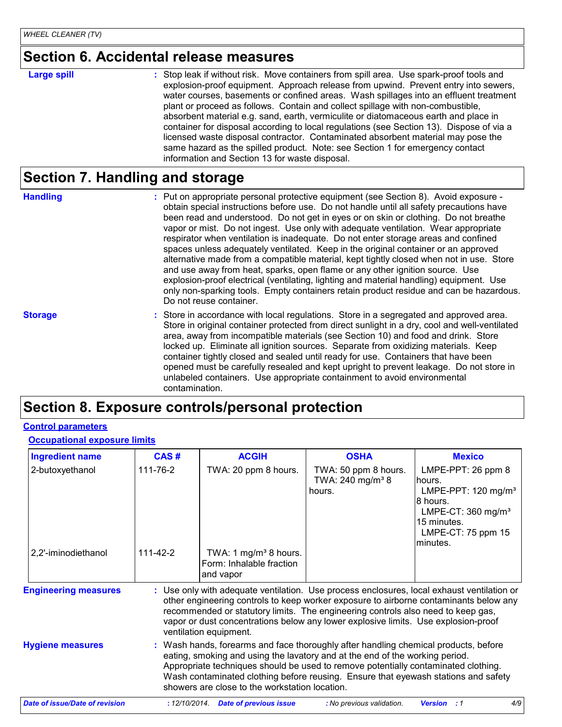## Section 6. Accidental release measures

**Large spill** : Stop leak if without risk. Move containers from spill area. Use spark-proof tools and explosion-proof equipment. Approach release from upwind. Prevent entry into sewers, water courses, basements or confined areas. Wash spillages into an effluent treatment plant or proceed as follows. Contain and collect spillage with non-combustible, absorbent material e.g. sand, earth, vermiculite or diatomaceous earth and place in container for disposal according to local regulations (see Section 13). Dispose of via a licensed waste disposal contractor. Contaminated absorbent material may pose the same hazard as the spilled product. Note: see Section 1 for emergency contact information and Section 13 for waste disposal.

## Section 7. Handling and storage

**Handling** : Put on appropriate personal protective equipment (see Section 8). Avoid exposure - obtain special instructions before use. Do not handle until all safety precautions have been read and understood. Do not get in eyes or on skin or clothing. Do not breathe vapor or mist. Do not ingest. Use only with adequate ventilation. Wear appropriate respirator when ventilation is inadequate. Do not enter storage areas and confined spaces unless adequately ventilated. Keep in the original container or an approved alternative made from a compatible material, kept tightly closed when not in use. Store and use away from heat, sparks, open flame or any other ignition source. Use explosion-proof electrical (ventilating, lighting and material handling) equipment. Use only non-sparking tools. Empty containers retain product residue and can be hazardous. Do not reuse container.

**Storage** : Store in accordance with local regulations. Store in a segregated and approved area. Store in original container protected from direct sunlight in a dry, cool and well-ventilated area, away from incompatible materials (see Section 10) and food and drink. Store locked up. Eliminate all ignition sources. Separate from oxidizing materials. Keep container tightly closed and sealed until ready for use. Containers that have been opened must be carefully resealed and kept upright to prevent leakage. Do not store in unlabeled containers. Use appropriate containment to avoid environmental contamination.

## Section 8. Exposure controls/personal protection

**Control parameters**

**Occupational exposure limits**

| Ingredient name | CAS # | ACGIH | OSHA | Mexico |
|---|---|---|---|---|
| 2-butoxyethanol | 111-76-2 | TWA: 20 ppm 8 hours. | TWA: 50 ppm 8 hours.<br>TWA: 240 mg/m³ 8 hours. | LMPE-PPT: 26 ppm 8 hours.<br>LMPE-PPT: 120 mg/m³ 8 hours.<br>LMPE-CT: 360 mg/m³ 15 minutes.<br>LMPE-CT: 75 ppm 15 minutes. |
| 2,2'-iminodiethanol | 111-42-2 | TWA: 1 mg/m³ 8 hours. Form: Inhalable fraction and vapor | | |

**Engineering measures** : Use only with adequate ventilation. Use process enclosures, local exhaust ventilation or other engineering controls to keep worker exposure to airborne contaminants below any recommended or statutory limits. The engineering controls also need to keep gas, vapor or dust concentrations below any lower explosive limits. Use explosion-proof ventilation equipment.

**Hygiene measures** : Wash hands, forearms and face thoroughly after handling chemical products, before eating, smoking and using the lavatory and at the end of the working period. Appropriate techniques should be used to remove potentially contaminated clothing. Wash contaminated clothing before reusing. Ensure that eyewash stations and safety showers are close to the workstation location.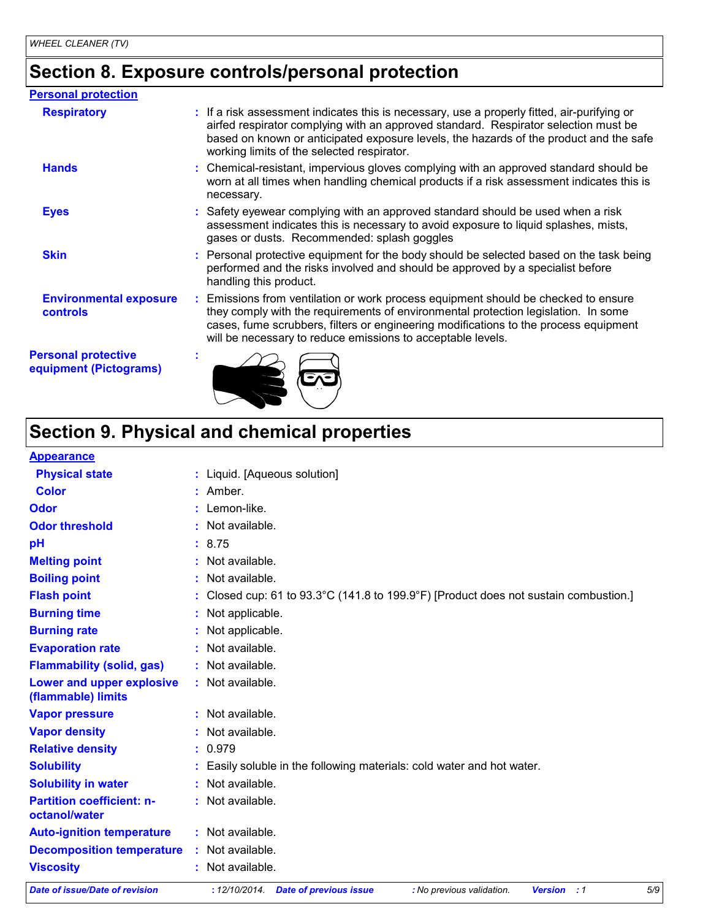## Section 8. Exposure controls/personal protection

**Personal protection**

| | |
|---|---|
| **Respiratory** | : If a risk assessment indicates this is necessary, use a properly fitted, air-purifying or airfed respirator complying with an approved standard. Respirator selection must be based on known or anticipated exposure levels, the hazards of the product and the safe working limits of the selected respirator. |
| **Hands** | : Chemical-resistant, impervious gloves complying with an approved standard should be worn at all times when handling chemical products if a risk assessment indicates this is necessary. |
| **Eyes** | : Safety eyewear complying with an approved standard should be used when a risk assessment indicates this is necessary to avoid exposure to liquid splashes, mists, gases or dusts. Recommended: splash goggles |
| **Skin** | : Personal protective equipment for the body should be selected based on the task being performed and the risks involved and should be approved by a specialist before handling this product. |
| **Environmental exposure controls** | : Emissions from ventilation or work process equipment should be checked to ensure they comply with the requirements of environmental protection legislation. In some cases, fume scrubbers, filters or engineering modifications to the process equipment will be necessary to reduce emissions to acceptable levels. |
| **Personal protective equipment (Pictograms)** | : |

## Section 9. Physical and chemical properties

**Appearance**

| | |
|---|---|
| **Physical state** | : Liquid. [Aqueous solution] |
| **Color** | : Amber. |
| **Odor** | : Lemon-like. |
| **Odor threshold** | : Not available. |
| **pH** | : 8.75 |
| **Melting point** | : Not available. |
| **Boiling point** | : Not available. |
| **Flash point** | : Closed cup: 61 to 93.3°C (141.8 to 199.9°F) [Product does not sustain combustion.] |
| **Burning time** | : Not applicable. |
| **Burning rate** | : Not applicable. |
| **Evaporation rate** | : Not available. |
| **Flammability (solid, gas)** | : Not available. |
| **Lower and upper explosive (flammable) limits** | : Not available. |
| **Vapor pressure** | : Not available. |
| **Vapor density** | : Not available. |
| **Relative density** | : 0.979 |
| **Solubility** | : Easily soluble in the following materials: cold water and hot water. |
| **Solubility in water** | : Not available. |
| **Partition coefficient: n-octanol/water** | : Not available. |
| **Auto-ignition temperature** | : Not available. |
| **Decomposition temperature** | : Not available. |
| **Viscosity** | : Not available. |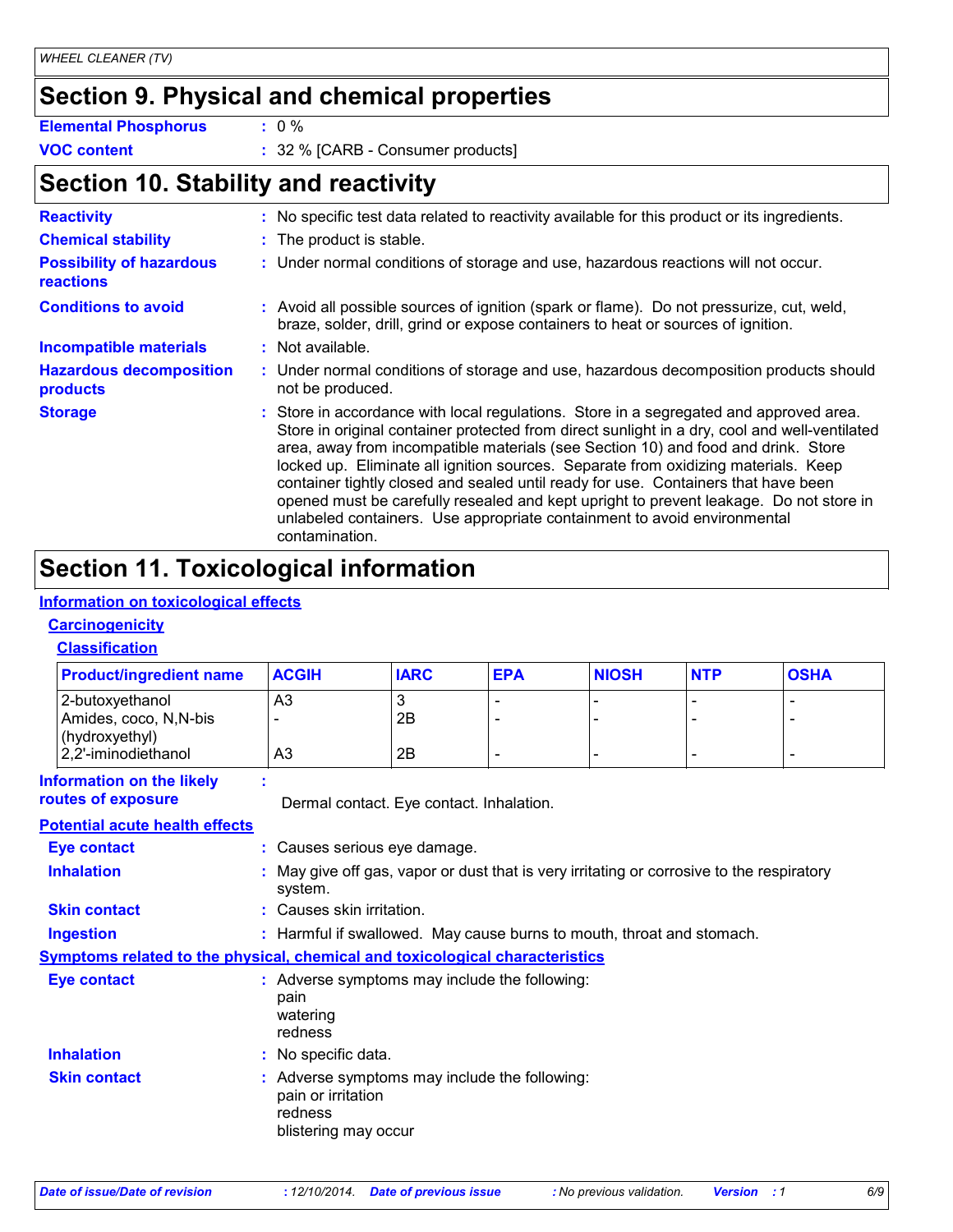## Section 9. Physical and chemical properties

**Elemental Phosphorus** : 0 %

**VOC content** : 32 % [CARB - Consumer products]

## Section 10. Stability and reactivity

**Reactivity** : No specific test data related to reactivity available for this product or its ingredients.

**Chemical stability** : The product is stable.

**Possibility of hazardous reactions** : Under normal conditions of storage and use, hazardous reactions will not occur.

**Conditions to avoid** : Avoid all possible sources of ignition (spark or flame). Do not pressurize, cut, weld, braze, solder, drill, grind or expose containers to heat or sources of ignition.

**Incompatible materials** : Not available.

**Hazardous decomposition products** : Under normal conditions of storage and use, hazardous decomposition products should not be produced.

**Storage** : Store in accordance with local regulations. Store in a segregated and approved area. Store in original container protected from direct sunlight in a dry, cool and well-ventilated area, away from incompatible materials (see Section 10) and food and drink. Store locked up. Eliminate all ignition sources. Separate from oxidizing materials. Keep container tightly closed and sealed until ready for use. Containers that have been opened must be carefully resealed and kept upright to prevent leakage. Do not store in unlabeled containers. Use appropriate containment to avoid environmental contamination.

## Section 11. Toxicological information

### Information on toxicological effects

#### Carcinogenicity

##### Classification

| Product/ingredient name | ACGIH | IARC | EPA | NIOSH | NTP | OSHA |
|---|---|---|---|---|---|---|
| 2-butoxyethanol | A3 | 3 | - | - | - | - |
| Amides, coco, N,N-bis (hydroxyethyl) | - | 2B | - | - | - | - |
| 2,2'-iminodiethanol | A3 | 2B | - | - | - | - |

**Information on the likely routes of exposure** : Dermal contact. Eye contact. Inhalation.

### Potential acute health effects

**Eye contact** : Causes serious eye damage.

**Inhalation** : May give off gas, vapor or dust that is very irritating or corrosive to the respiratory system.

**Skin contact** : Causes skin irritation.

**Ingestion** : Harmful if swallowed. May cause burns to mouth, throat and stomach.

### Symptoms related to the physical, chemical and toxicological characteristics

**Eye contact** : Adverse symptoms may include the following:
pain
watering
redness

**Inhalation** : No specific data.

**Skin contact** : Adverse symptoms may include the following:
pain or irritation
redness
blistering may occur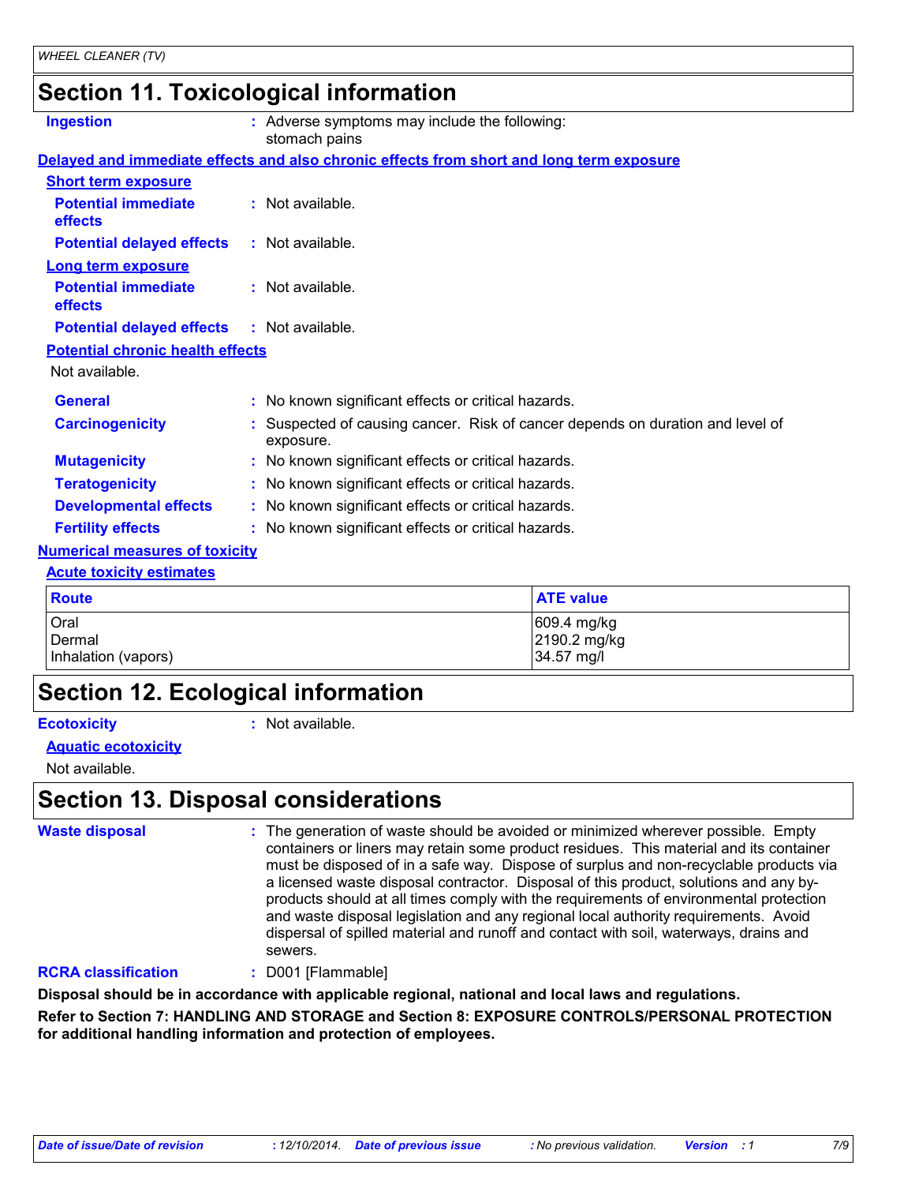## Section 11. Toxicological information

**Ingestion** : Adverse symptoms may include the following:
stomach pains

### Delayed and immediate effects and also chronic effects from short and long term exposure

**Short term exposure**

**Potential immediate effects** : Not available.

**Potential delayed effects** : Not available.

**Long term exposure**

**Potential immediate effects** : Not available.

**Potential delayed effects** : Not available.

**Potential chronic health effects**

Not available.

**General** : No known significant effects or critical hazards.

**Carcinogenicity** : Suspected of causing cancer. Risk of cancer depends on duration and level of exposure.

**Mutagenicity** : No known significant effects or critical hazards.

**Teratogenicity** : No known significant effects or critical hazards.

**Developmental effects** : No known significant effects or critical hazards.

**Fertility effects** : No known significant effects or critical hazards.

### Numerical measures of toxicity

**Acute toxicity estimates**

| Route | ATE value |
|---|---|
| Oral | 609.4 mg/kg |
| Dermal | 2190.2 mg/kg |
| Inhalation (vapors) | 34.57 mg/l |

## Section 12. Ecological information

**Ecotoxicity** : Not available.

**Aquatic ecotoxicity**

Not available.

## Section 13. Disposal considerations

**Waste disposal** : The generation of waste should be avoided or minimized wherever possible. Empty containers or liners may retain some product residues. This material and its container must be disposed of in a safe way. Dispose of surplus and non-recyclable products via a licensed waste disposal contractor. Disposal of this product, solutions and any by-products should at all times comply with the requirements of environmental protection and waste disposal legislation and any regional local authority requirements. Avoid dispersal of spilled material and runoff and contact with soil, waterways, drains and sewers.

**RCRA classification** : D001 [Flammable]

**Disposal should be in accordance with applicable regional, national and local laws and regulations.**

**Refer to Section 7: HANDLING AND STORAGE and Section 8: EXPOSURE CONTROLS/PERSONAL PROTECTION for additional handling information and protection of employees.**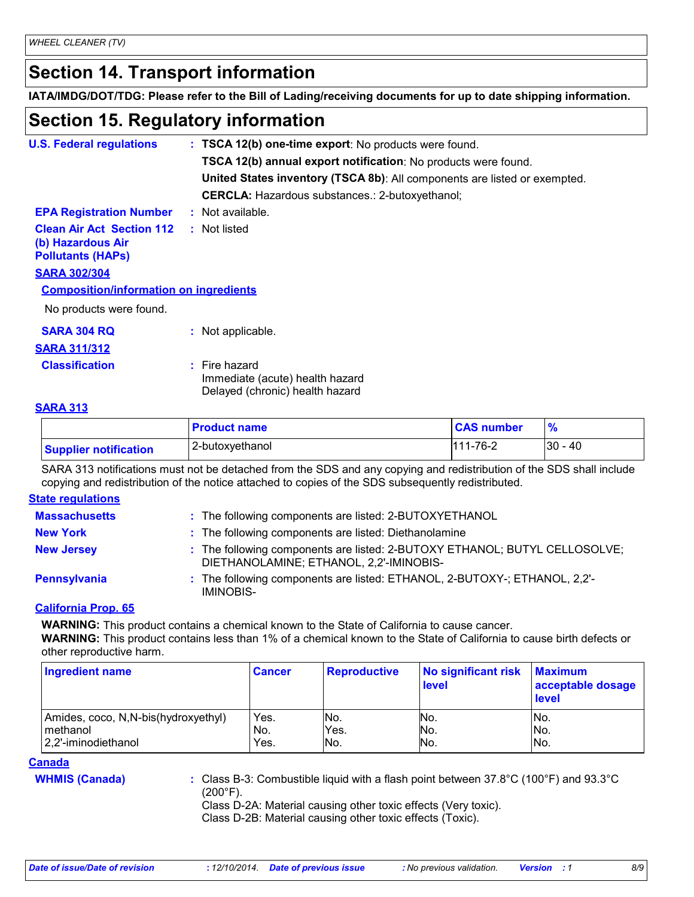# Section 14. Transport information

**IATA/IMDG/DOT/TDG: Please refer to the Bill of Lading/receiving documents for up to date shipping information.**

# Section 15. Regulatory information

**U.S. Federal regulations** : **TSCA 12(b) one-time export**: No products were found.

**TSCA 12(b) annual export notification**: No products were found.

**United States inventory (TSCA 8b)**: All components are listed or exempted.

**CERCLA:** Hazardous substances.: 2-butoxyethanol;

**EPA Registration Number** : Not available.

**Clean Air Act Section 112 (b) Hazardous Air Pollutants (HAPs)** : Not listed

**SARA 302/304**

**Composition/information on ingredients**

No products were found.

**SARA 304 RQ** : Not applicable.

**SARA 311/312**

**Classification** : Fire hazard
Immediate (acute) health hazard
Delayed (chronic) health hazard

**SARA 313**

| | Product name | CAS number | % |
|---|---|---|---|
| Supplier notification | 2-butoxyethanol | 111-76-2 | 30 - 40 |

SARA 313 notifications must not be detached from the SDS and any copying and redistribution of the SDS shall include copying and redistribution of the notice attached to copies of the SDS subsequently redistributed.

**State regulations**

**Massachusetts** : The following components are listed: 2-BUTOXYETHANOL

**New York** : The following components are listed: Diethanolamine

**New Jersey** : The following components are listed: 2-BUTOXY ETHANOL; BUTYL CELLOSOLVE; DIETHANOLAMINE; ETHANOL, 2,2'-IMINOBIS-

**Pennsylvania** : The following components are listed: ETHANOL, 2-BUTOXY-; ETHANOL, 2,2'-IMINOBIS-

**California Prop. 65**

**WARNING:** This product contains a chemical known to the State of California to cause cancer.
**WARNING:** This product contains less than 1% of a chemical known to the State of California to cause birth defects or other reproductive harm.

| Ingredient name | Cancer | Reproductive | No significant risk level | Maximum acceptable dosage level |
|---|---|---|---|---|
| Amides, coco, N,N-bis(hydroxyethyl) | Yes. | No. | No. | No. |
| methanol | No. | Yes. | No. | No. |
| 2,2'-iminodiethanol | Yes. | No. | No. | No. |

**Canada**

**WHMIS (Canada)** : Class B-3: Combustible liquid with a flash point between 37.8°C (100°F) and 93.3°C (200°F).
Class D-2A: Material causing other toxic effects (Very toxic).
Class D-2B: Material causing other toxic effects (Toxic).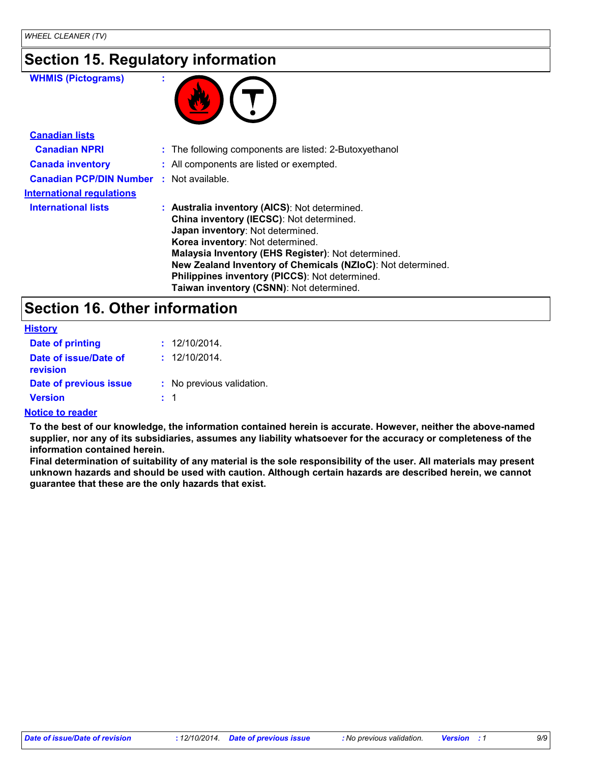## Section 15. Regulatory information

**WHMIS (Pictograms)** :

**Canadian lists**

| | |
|---|---|
| **Canadian NPRI** | : The following components are listed: 2-Butoxyethanol |
| **Canada inventory** | : All components are listed or exempted. |
| **Canadian PCP/DIN Number** | : Not available. |

**International regulations**

**International lists** :
**Australia inventory (AICS)**: Not determined.
**China inventory (IECSC)**: Not determined.
**Japan inventory**: Not determined.
**Korea inventory**: Not determined.
**Malaysia Inventory (EHS Register)**: Not determined.
**New Zealand Inventory of Chemicals (NZIoC)**: Not determined.
**Philippines inventory (PICCS)**: Not determined.
**Taiwan inventory (CSNN)**: Not determined.

## Section 16. Other information

**History**

| | |
|---|---|
| **Date of printing** | : 12/10/2014. |
| **Date of issue/Date of revision** | : 12/10/2014. |
| **Date of previous issue** | : No previous validation. |
| **Version** | : 1 |

**Notice to reader**

**To the best of our knowledge, the information contained herein is accurate. However, neither the above-named supplier, nor any of its subsidiaries, assumes any liability whatsoever for the accuracy or completeness of the information contained herein.**
**Final determination of suitability of any material is the sole responsibility of the user. All materials may present unknown hazards and should be used with caution. Although certain hazards are described herein, we cannot guarantee that these are the only hazards that exist.**